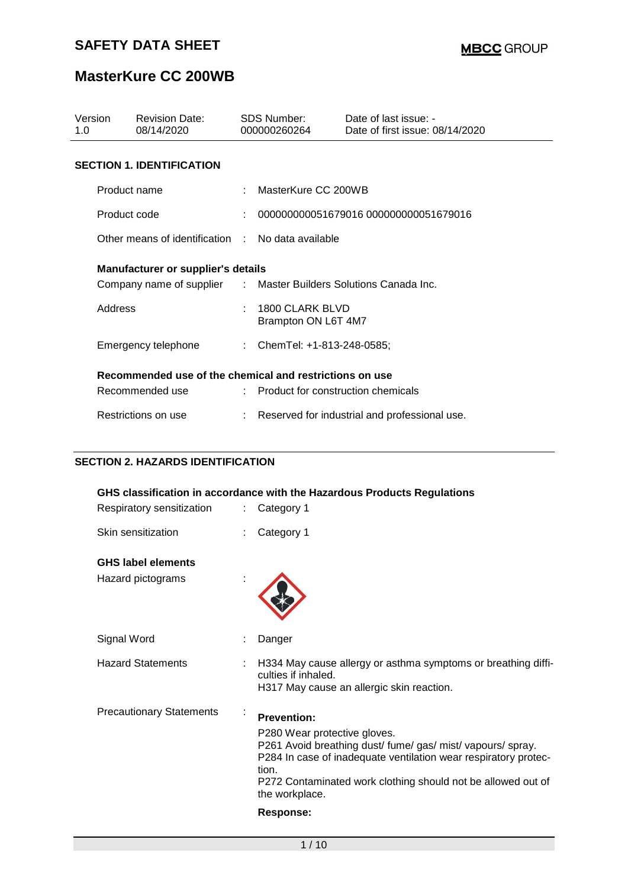# SAFETY DATA SHEET

**MBCC GROUP**

# MasterKure CC 200WB

| Version | Revision Date: | SDS Number: | Date of last issue: - |
|---|---|---|---|
| 1.0 | 08/14/2020 | 000000260264 | Date of first issue: 08/14/2020 |

## SECTION 1. IDENTIFICATION

| | | |
|---|---|---|
| Product name | : | MasterKure CC 200WB |
| Product code | : | 000000000051679016 000000000051679016 |
| Other means of identification | : | No data available |

**Manufacturer or supplier's details**

| | | |
|---|---|---|
| Company name of supplier | : | Master Builders Solutions Canada Inc. |
| Address | : | 1800 CLARK BLVD<br>Brampton ON L6T 4M7 |
| Emergency telephone | : | ChemTel: +1-813-248-0585; |

**Recommended use of the chemical and restrictions on use**

| | | |
|---|---|---|
| Recommended use | : | Product for construction chemicals |
| Restrictions on use | : | Reserved for industrial and professional use. |

## SECTION 2. HAZARDS IDENTIFICATION

**GHS classification in accordance with the Hazardous Products Regulations**

| | | |
|---|---|---|
| Respiratory sensitization | : | Category 1 |
| Skin sensitization | : | Category 1 |

**GHS label elements**

Hazard pictograms :

Signal Word : Danger

Hazard Statements :
H334 May cause allergy or asthma symptoms or breathing difficulties if inhaled.
H317 May cause an allergic skin reaction.

Precautionary Statements :

**Prevention:**

P280 Wear protective gloves.
P261 Avoid breathing dust/ fume/ gas/ mist/ vapours/ spray.
P284 In case of inadequate ventilation wear respiratory protection.
P272 Contaminated work clothing should not be allowed out of the workplace.

**Response:**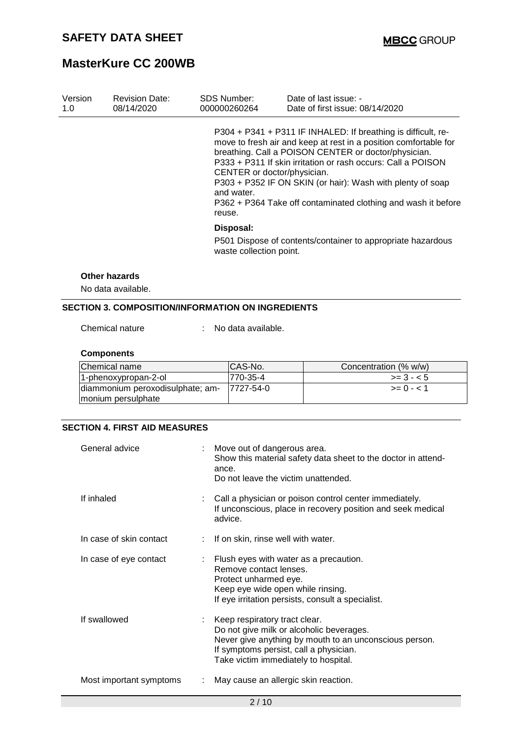P304 + P341 + P311 IF INHALED: If breathing is difficult, remove to fresh air and keep at rest in a position comfortable for breathing. Call a POISON CENTER or doctor/physician.
P333 + P311 If skin irritation or rash occurs: Call a POISON CENTER or doctor/physician.
P303 + P352 IF ON SKIN (or hair): Wash with plenty of soap and water.
P362 + P364 Take off contaminated clothing and wash it before reuse.

**Disposal:**

P501 Dispose of contents/container to appropriate hazardous waste collection point.

**Other hazards**

No data available.

## SECTION 3. COMPOSITION/INFORMATION ON INGREDIENTS

Chemical nature : No data available.

**Components**

| Chemical name | CAS-No. | Concentration (% w/w) |
|---|---|---|
| 1-phenoxypropan-2-ol | 770-35-4 | >= 3 - < 5 |
| diammonium peroxodisulphate; ammonium persulphate | 7727-54-0 | >= 0 - < 1 |

## SECTION 4. FIRST AID MEASURES

General advice : Move out of dangerous area.
Show this material safety data sheet to the doctor in attendance.
Do not leave the victim unattended.

If inhaled : Call a physician or poison control center immediately.
If unconscious, place in recovery position and seek medical advice.

In case of skin contact : If on skin, rinse well with water.

In case of eye contact : Flush eyes with water as a precaution.
Remove contact lenses.
Protect unharmed eye.
Keep eye wide open while rinsing.
If eye irritation persists, consult a specialist.

If swallowed : Keep respiratory tract clear.
Do not give milk or alcoholic beverages.
Never give anything by mouth to an unconscious person.
If symptoms persist, call a physician.
Take victim immediately to hospital.

Most important symptoms : May cause an allergic skin reaction.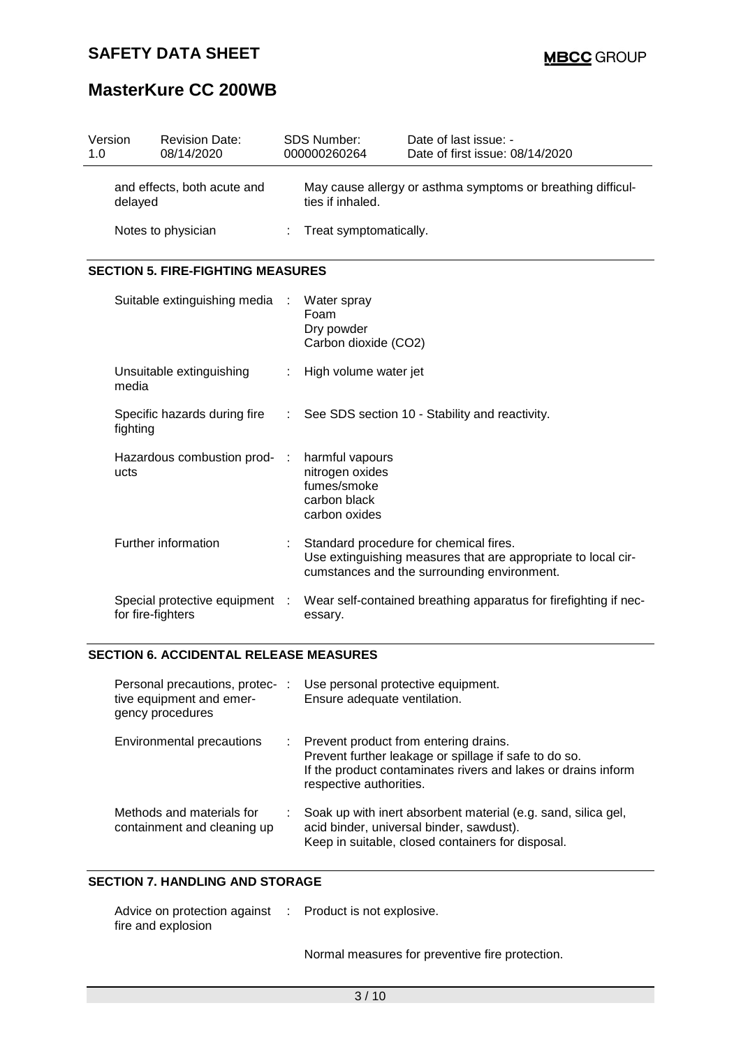| | |
|---|---|
| and effects, both acute and delayed | May cause allergy or asthma symptoms or breathing difficulties if inhaled. |
| Notes to physician | : Treat symptomatically. |

## SECTION 5. FIRE-FIGHTING MEASURES

| | |
|---|---|
| Suitable extinguishing media | : Water spray<br>Foam<br>Dry powder<br>Carbon dioxide ($CO_2$) |
| Unsuitable extinguishing media | : High volume water jet |
| Specific hazards during fire fighting | : See SDS section 10 - Stability and reactivity. |
| Hazardous combustion products | : harmful vapours<br>nitrogen oxides<br>fumes/smoke<br>carbon black<br>carbon oxides |
| Further information | : Standard procedure for chemical fires.<br>Use extinguishing measures that are appropriate to local circumstances and the surrounding environment. |
| Special protective equipment for fire-fighters | : Wear self-contained breathing apparatus for firefighting if necessary. |

## SECTION 6. ACCIDENTAL RELEASE MEASURES

| | |
|---|---|
| Personal precautions, protective equipment and emergency procedures | : Use personal protective equipment.<br>Ensure adequate ventilation. |
| Environmental precautions | : Prevent product from entering drains.<br>Prevent further leakage or spillage if safe to do so.<br>If the product contaminates rivers and lakes or drains inform respective authorities. |
| Methods and materials for containment and cleaning up | : Soak up with inert absorbent material (e.g. sand, silica gel, acid binder, universal binder, sawdust).<br>Keep in suitable, closed containers for disposal. |

## SECTION 7. HANDLING AND STORAGE

| | |
|---|---|
| Advice on protection against fire and explosion | : Product is not explosive.<br><br>Normal measures for preventive fire protection. |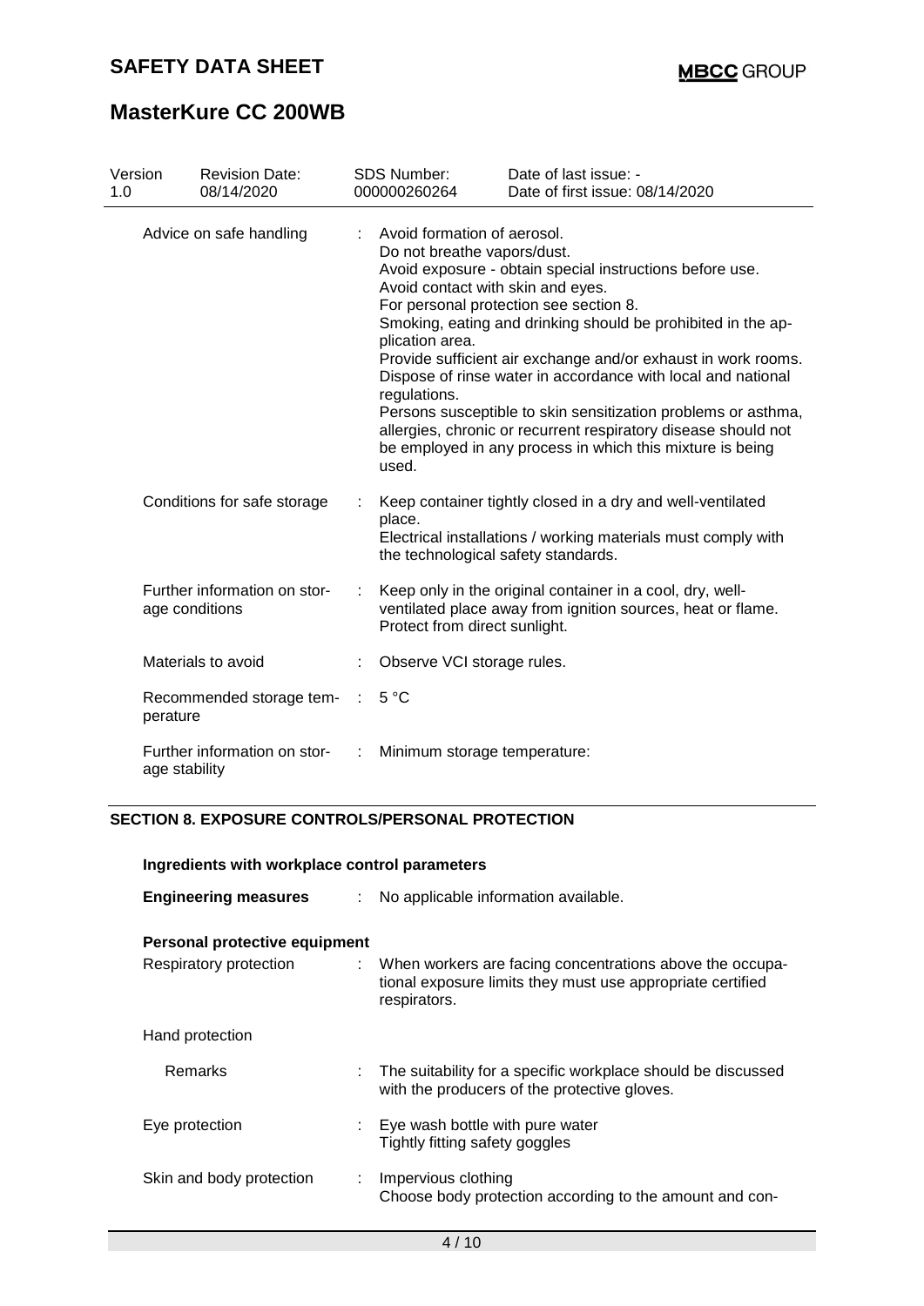| Version | Revision Date: | SDS Number: | Date of last issue: - |
|---|---|---|---|
| 1.0 | 08/14/2020 | 000000260264 | Date of first issue: 08/14/2020 |

| | | |
|---|---|---|
| Advice on safe handling | : | Avoid formation of aerosol.<br>Do not breathe vapors/dust.<br>Avoid exposure - obtain special instructions before use.<br>Avoid contact with skin and eyes.<br>For personal protection see section 8.<br>Smoking, eating and drinking should be prohibited in the application area.<br>Provide sufficient air exchange and/or exhaust in work rooms.<br>Dispose of rinse water in accordance with local and national regulations.<br>Persons susceptible to skin sensitization problems or asthma, allergies, chronic or recurrent respiratory disease should not be employed in any process in which this mixture is being used. |
| Conditions for safe storage | : | Keep container tightly closed in a dry and well-ventilated place.<br>Electrical installations / working materials must comply with the technological safety standards. |
| Further information on storage conditions | : | Keep only in the original container in a cool, dry, well-ventilated place away from ignition sources, heat or flame.<br>Protect from direct sunlight. |
| Materials to avoid | : | Observe VCI storage rules. |
| Recommended storage temperature | : | 5 °C |
| Further information on storage stability | : | Minimum storage temperature: |

## SECTION 8. EXPOSURE CONTROLS/PERSONAL PROTECTION

### Ingredients with workplace control parameters

| | | |
|---|---|---|
| **Engineering measures** | : | No applicable information available. |

**Personal protective equipment**

| | | |
|---|---|---|
| Respiratory protection | : | When workers are facing concentrations above the occupational exposure limits they must use appropriate certified respirators. |
| Hand protection | | |
| Remarks | : | The suitability for a specific workplace should be discussed with the producers of the protective gloves. |
| Eye protection | : | Eye wash bottle with pure water<br>Tightly fitting safety goggles |
| Skin and body protection | : | Impervious clothing<br>Choose body protection according to the amount and con- |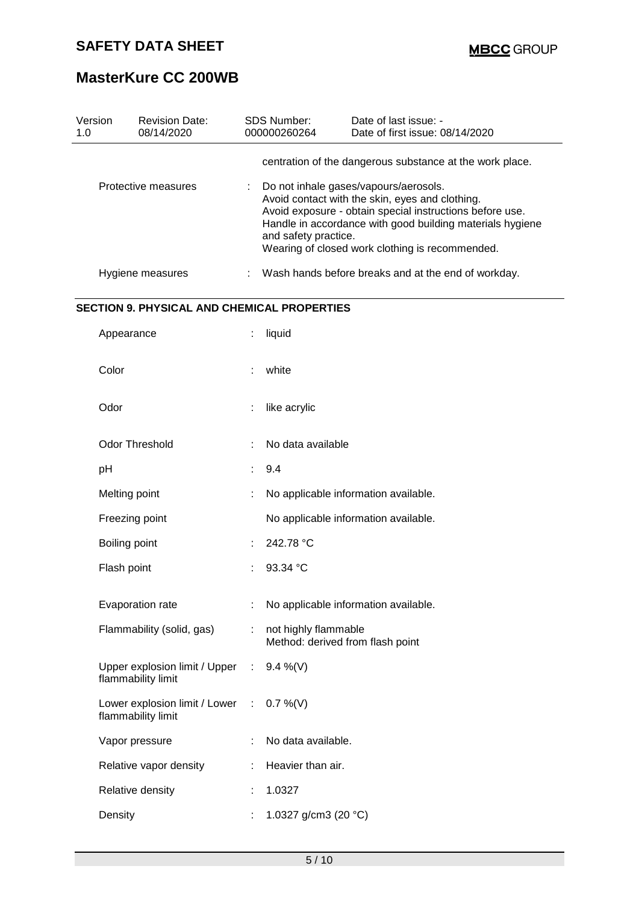| Version 1.0 | Revision Date: 08/14/2020 | SDS Number: 000000260264 | Date of last issue: - Date of first issue: 08/14/2020 |
|---|---|---|---|

centration of the dangerous substance at the work place.

| | | |
|---|---|---|
| Protective measures | : | Do not inhale gases/vapours/aerosols. Avoid contact with the skin, eyes and clothing. Avoid exposure - obtain special instructions before use. Handle in accordance with good building materials hygiene and safety practice. Wearing of closed work clothing is recommended. |
| Hygiene measures | : | Wash hands before breaks and at the end of workday. |

## SECTION 9. PHYSICAL AND CHEMICAL PROPERTIES

| | | |
|---|---|---|
| Appearance | : | liquid |
| Color | : | white |
| Odor | : | like acrylic |
| Odor Threshold | : | No data available |
| pH | : | 9.4 |
| Melting point | : | No applicable information available. |
| Freezing point | | No applicable information available. |
| Boiling point | : | 242.78 °C |
| Flash point | : | 93.34 °C |
| Evaporation rate | : | No applicable information available. |
| Flammability (solid, gas) | : | not highly flammable<br>Method: derived from flash point |
| Upper explosion limit / Upper flammability limit | : | 9.4 %(V) |
| Lower explosion limit / Lower flammability limit | : | 0.7 %(V) |
| Vapor pressure | : | No data available. |
| Relative vapor density | : | Heavier than air. |
| Relative density | : | 1.0327 |
| Density | : | 1.0327 g/cm3 (20 °C) |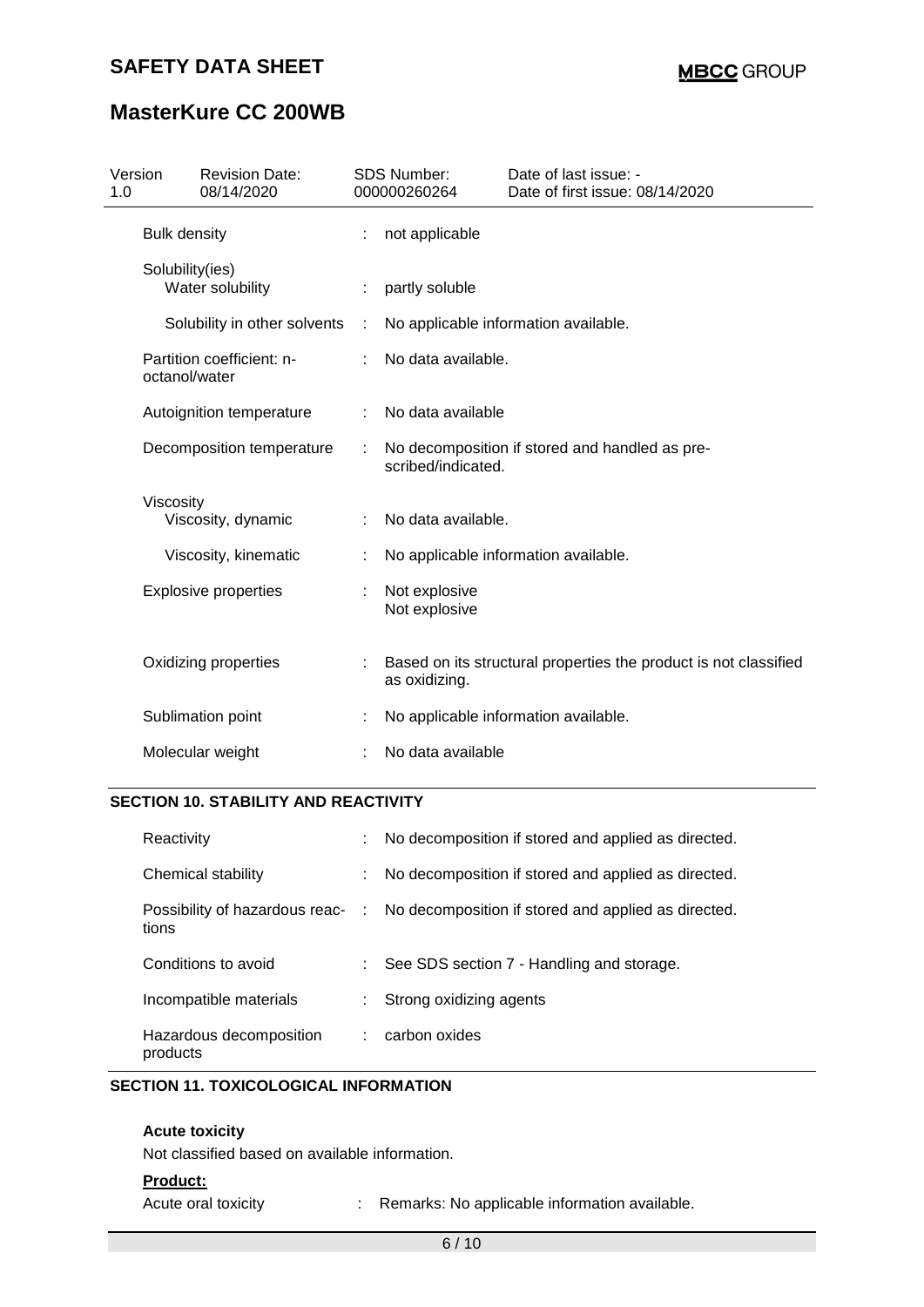| Version | Revision Date: | SDS Number: | Date of last issue: - |
|---|---|---|---|
| 1.0 | 08/14/2020 | 000000260264 | Date of first issue: 08/14/2020 |

| | | |
|---|---|---|
| Bulk density | : | not applicable |
| Solubility(ies) Water solubility | : | partly soluble |
| Solubility in other solvents | : | No applicable information available. |
| Partition coefficient: n-octanol/water | : | No data available. |
| Autoignition temperature | : | No data available |
| Decomposition temperature | : | No decomposition if stored and handled as pre-scribed/indicated. |
| Viscosity Viscosity, dynamic | : | No data available. |
| Viscosity, kinematic | : | No applicable information available. |
| Explosive properties | : | Not explosive<br>Not explosive |
| Oxidizing properties | : | Based on its structural properties the product is not classified as oxidizing. |
| Sublimation point | : | No applicable information available. |
| Molecular weight | : | No data available |

## SECTION 10. STABILITY AND REACTIVITY

| | | |
|---|---|---|
| Reactivity | : | No decomposition if stored and applied as directed. |
| Chemical stability | : | No decomposition if stored and applied as directed. |
| Possibility of hazardous reactions | : | No decomposition if stored and applied as directed. |
| Conditions to avoid | : | See SDS section 7 - Handling and storage. |
| Incompatible materials | : | Strong oxidizing agents |
| Hazardous decomposition products | : | carbon oxides |

## SECTION 11. TOXICOLOGICAL INFORMATION

**Acute toxicity**

Not classified based on available information.

**Product:**

| | | |
|---|---|---|
| Acute oral toxicity | : | Remarks: No applicable information available. |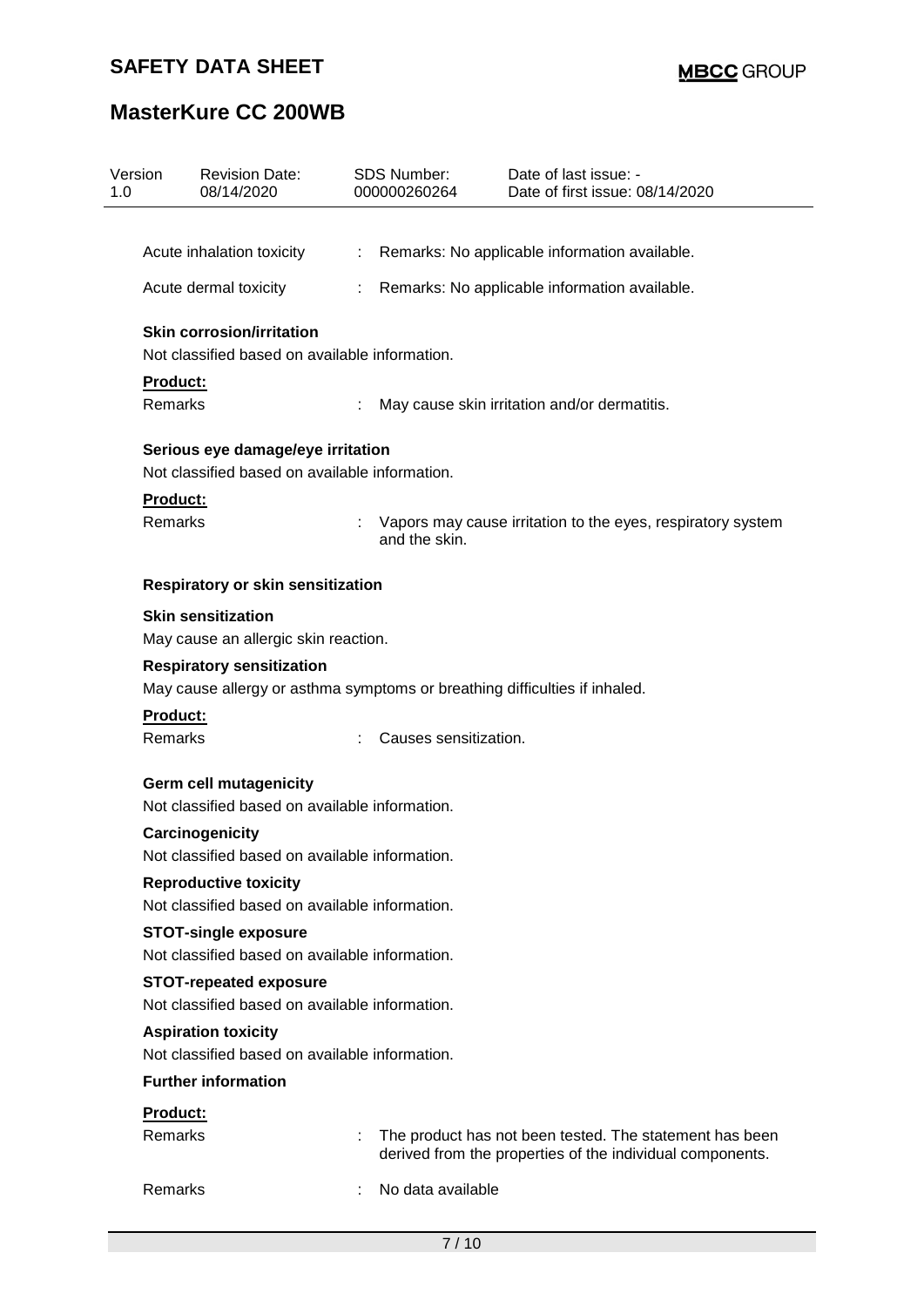| Version | Revision Date: | SDS Number: | Date of last issue: - |
|---|---|---|---|
| 1.0 | 08/14/2020 | 000000260264 | Date of first issue: 08/14/2020 |

Acute inhalation toxicity : Remarks: No applicable information available.

Acute dermal toxicity : Remarks: No applicable information available.

**Skin corrosion/irritation**

Not classified based on available information.

**Product:**

Remarks : May cause skin irritation and/or dermatitis.

**Serious eye damage/eye irritation**

Not classified based on available information.

**Product:**

Remarks : Vapors may cause irritation to the eyes, respiratory system and the skin.

**Respiratory or skin sensitization**

**Skin sensitization**

May cause an allergic skin reaction.

**Respiratory sensitization**

May cause allergy or asthma symptoms or breathing difficulties if inhaled.

**Product:**

Remarks : Causes sensitization.

**Germ cell mutagenicity**

Not classified based on available information.

**Carcinogenicity**

Not classified based on available information.

**Reproductive toxicity**

Not classified based on available information.

**STOT-single exposure**

Not classified based on available information.

**STOT-repeated exposure**

Not classified based on available information.

**Aspiration toxicity**

Not classified based on available information.

**Further information**

**Product:**

Remarks : The product has not been tested. The statement has been derived from the properties of the individual components.

Remarks : No data available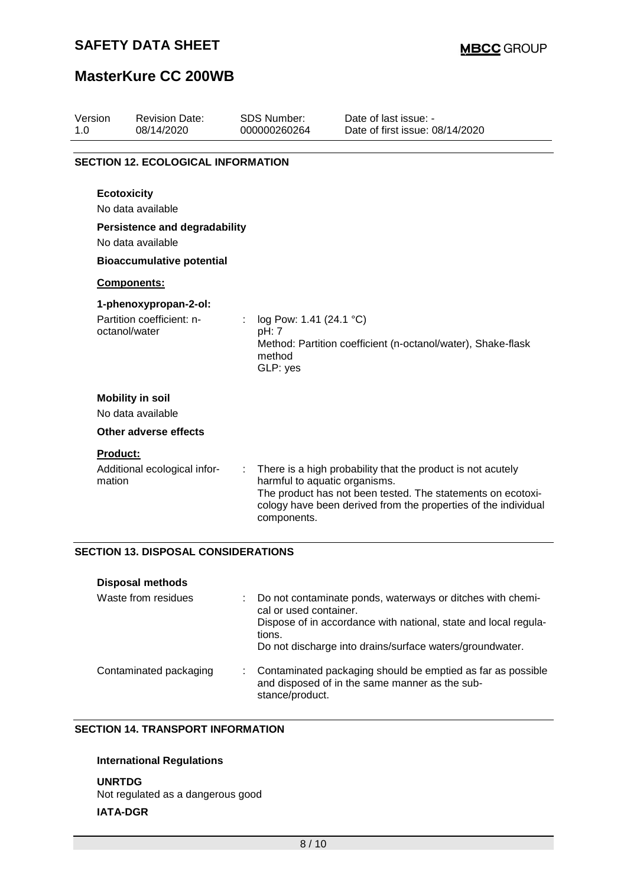## SECTION 12. ECOLOGICAL INFORMATION

**Ecotoxicity**

No data available

**Persistence and degradability**

No data available

**Bioaccumulative potential**

**Components:**

**1-phenoxypropan-2-ol:**

| | | |
|---|---|---|
| Partition coefficient: n-octanol/water | : | log Pow: 1.41 (24.1 °C)<br>pH: 7<br>Method: Partition coefficient (n-octanol/water), Shake-flask method<br>GLP: yes |

**Mobility in soil**

No data available

**Other adverse effects**

**Product:**

| | | |
|---|---|---|
| Additional ecological information | : | There is a high probability that the product is not acutely harmful to aquatic organisms.<br>The product has not been tested. The statements on ecotoxicology have been derived from the properties of the individual components. |

## SECTION 13. DISPOSAL CONSIDERATIONS

**Disposal methods**

| | | |
|---|---|---|
| Waste from residues | : | Do not contaminate ponds, waterways or ditches with chemical or used container.<br>Dispose of in accordance with national, state and local regulations.<br>Do not discharge into drains/surface waters/groundwater. |
| Contaminated packaging | : | Contaminated packaging should be emptied as far as possible and disposed of in the same manner as the substance/product. |

## SECTION 14. TRANSPORT INFORMATION

**International Regulations**

**UNRTDG**

Not regulated as a dangerous good

**IATA-DGR**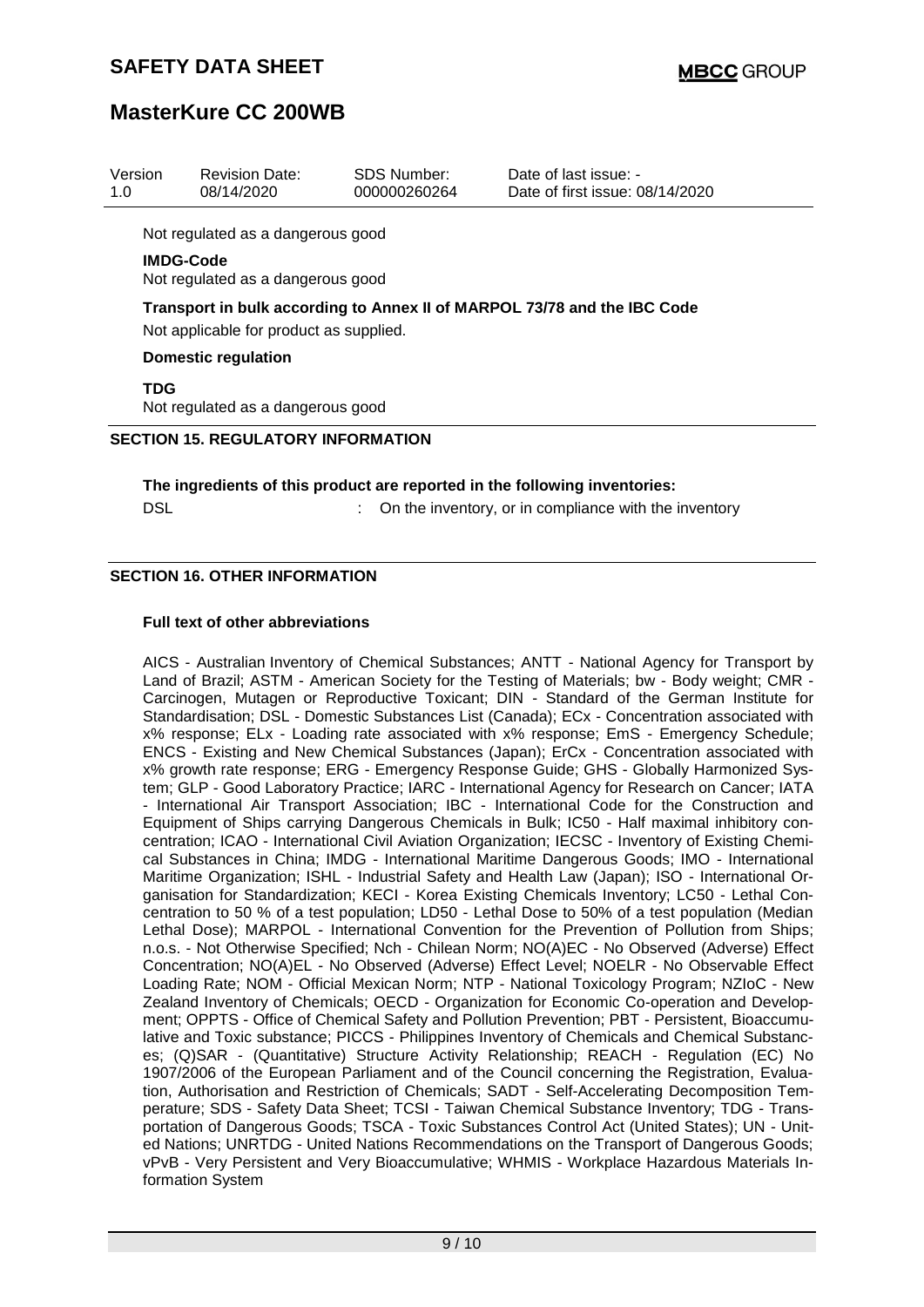Not regulated as a dangerous good

**IMDG-Code**
Not regulated as a dangerous good

**Transport in bulk according to Annex II of MARPOL 73/78 and the IBC Code**
Not applicable for product as supplied.

**Domestic regulation**

**TDG**
Not regulated as a dangerous good

## SECTION 15. REGULATORY INFORMATION

**The ingredients of this product are reported in the following inventories:**

DSL : On the inventory, or in compliance with the inventory

## SECTION 16. OTHER INFORMATION

**Full text of other abbreviations**

AICS - Australian Inventory of Chemical Substances; ANTT - National Agency for Transport by Land of Brazil; ASTM - American Society for the Testing of Materials; bw - Body weight; CMR - Carcinogen, Mutagen or Reproductive Toxicant; DIN - Standard of the German Institute for Standardisation; DSL - Domestic Substances List (Canada); ECx - Concentration associated with x% response; ELx - Loading rate associated with x% response; EmS - Emergency Schedule; ENCS - Existing and New Chemical Substances (Japan); ErCx - Concentration associated with x% growth rate response; ERG - Emergency Response Guide; GHS - Globally Harmonized System; GLP - Good Laboratory Practice; IARC - International Agency for Research on Cancer; IATA - International Air Transport Association; IBC - International Code for the Construction and Equipment of Ships carrying Dangerous Chemicals in Bulk; IC50 - Half maximal inhibitory concentration; ICAO - International Civil Aviation Organization; IECSC - Inventory of Existing Chemical Substances in China; IMDG - International Maritime Dangerous Goods; IMO - International Maritime Organization; ISHL - Industrial Safety and Health Law (Japan); ISO - International Organisation for Standardization; KECI - Korea Existing Chemicals Inventory; LC50 - Lethal Concentration to 50 % of a test population; LD50 - Lethal Dose to 50% of a test population (Median Lethal Dose); MARPOL - International Convention for the Prevention of Pollution from Ships; n.o.s. - Not Otherwise Specified; Nch - Chilean Norm; NO(A)EC - No Observed (Adverse) Effect Concentration; NO(A)EL - No Observed (Adverse) Effect Level; NOELR - No Observable Effect Loading Rate; NOM - Official Mexican Norm; NTP - National Toxicology Program; NZIoC - New Zealand Inventory of Chemicals; OECD - Organization for Economic Co-operation and Development; OPPTS - Office of Chemical Safety and Pollution Prevention; PBT - Persistent, Bioaccumulative and Toxic substance; PICCS - Philippines Inventory of Chemicals and Chemical Substances; (Q)SAR - (Quantitative) Structure Activity Relationship; REACH - Regulation (EC) No 1907/2006 of the European Parliament and of the Council concerning the Registration, Evaluation, Authorisation and Restriction of Chemicals; SADT - Self-Accelerating Decomposition Temperature; SDS - Safety Data Sheet; TCSI - Taiwan Chemical Substance Inventory; TDG - Transportation of Dangerous Goods; TSCA - Toxic Substances Control Act (United States); UN - United Nations; UNRTDG - United Nations Recommendations on the Transport of Dangerous Goods; vPvB - Very Persistent and Very Bioaccumulative; WHMIS - Workplace Hazardous Materials Information System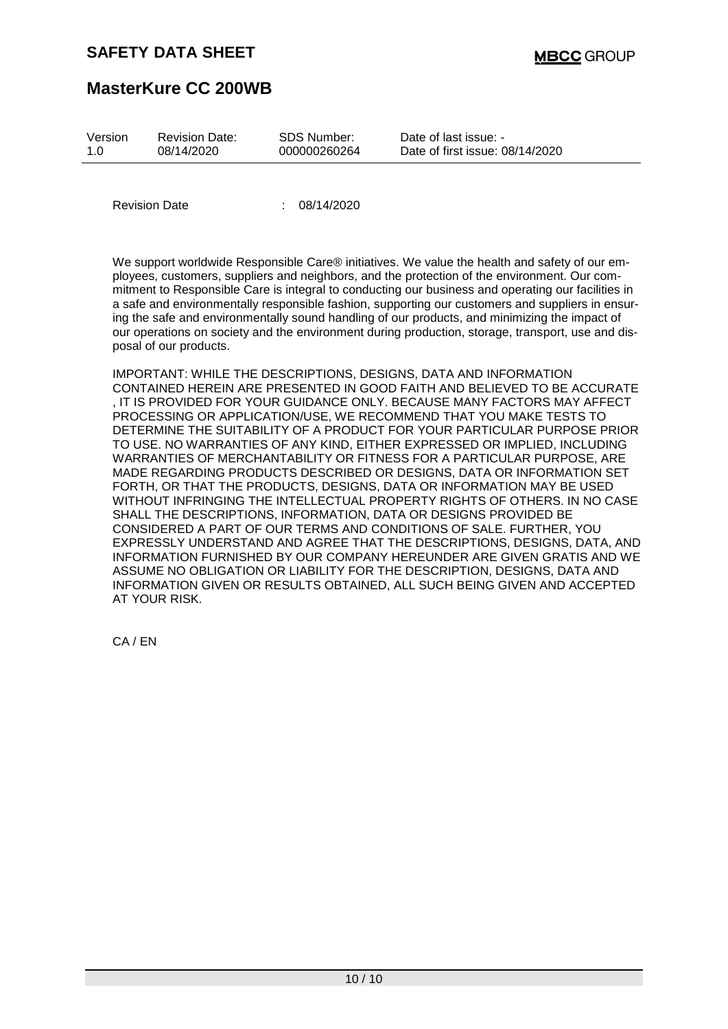| Version | Revision Date: | SDS Number: | Date of last issue: - |
|---|---|---|---|
| 1.0 | 08/14/2020 | 000000260264 | Date of first issue: 08/14/2020 |

Revision Date : 08/14/2020

We support worldwide Responsible Care® initiatives. We value the health and safety of our employees, customers, suppliers and neighbors, and the protection of the environment. Our commitment to Responsible Care is integral to conducting our business and operating our facilities in a safe and environmentally responsible fashion, supporting our customers and suppliers in ensuring the safe and environmentally sound handling of our products, and minimizing the impact of our operations on society and the environment during production, storage, transport, use and disposal of our products.

IMPORTANT: WHILE THE DESCRIPTIONS, DESIGNS, DATA AND INFORMATION CONTAINED HEREIN ARE PRESENTED IN GOOD FAITH AND BELIEVED TO BE ACCURATE , IT IS PROVIDED FOR YOUR GUIDANCE ONLY. BECAUSE MANY FACTORS MAY AFFECT PROCESSING OR APPLICATION/USE, WE RECOMMEND THAT YOU MAKE TESTS TO DETERMINE THE SUITABILITY OF A PRODUCT FOR YOUR PARTICULAR PURPOSE PRIOR TO USE. NO WARRANTIES OF ANY KIND, EITHER EXPRESSED OR IMPLIED, INCLUDING WARRANTIES OF MERCHANTABILITY OR FITNESS FOR A PARTICULAR PURPOSE, ARE MADE REGARDING PRODUCTS DESCRIBED OR DESIGNS, DATA OR INFORMATION SET FORTH, OR THAT THE PRODUCTS, DESIGNS, DATA OR INFORMATION MAY BE USED WITHOUT INFRINGING THE INTELLECTUAL PROPERTY RIGHTS OF OTHERS. IN NO CASE SHALL THE DESCRIPTIONS, INFORMATION, DATA OR DESIGNS PROVIDED BE CONSIDERED A PART OF OUR TERMS AND CONDITIONS OF SALE. FURTHER, YOU EXPRESSLY UNDERSTAND AND AGREE THAT THE DESCRIPTIONS, DESIGNS, DATA, AND INFORMATION FURNISHED BY OUR COMPANY HEREUNDER ARE GIVEN GRATIS AND WE ASSUME NO OBLIGATION OR LIABILITY FOR THE DESCRIPTION, DESIGNS, DATA AND INFORMATION GIVEN OR RESULTS OBTAINED, ALL SUCH BEING GIVEN AND ACCEPTED AT YOUR RISK.

CA / EN